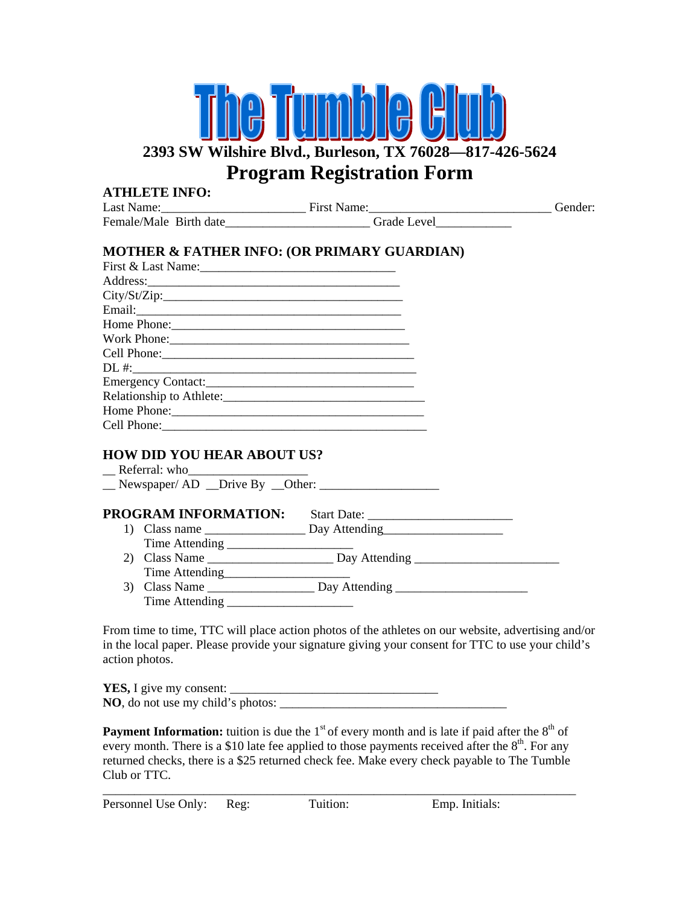# The Tumble Club

**2393 SW Wilshire Blvd., Burleson, TX 76028—817-426-5624**

## Program Registration Form

**ATHLETE INFO:**

Last Name:______________________ First Name:____________________________ Gender: Female/Male Birth date______________________ Grade Level___________

**MOTHER & FATHER INFO: (OR PRIMARY GUARDIAN)**

First & Last Name:______________________________
Address:_______________________________________
City/St/Zip:____________________________________
Email:_________________________________________
Home Phone:____________________________________
Work Phone:____________________________________
Cell Phone:_____________________________________
DL #:__________________________________________
Emergency Contact:______________________________
Relationship to Athlete:__________________________
Home Phone:_____________________________________
Cell Phone:______________________________________

**HOW DID YOU HEAR ABOUT US?**

__ Referral: who__________________
__ Newspaper/ AD __Drive By __Other: __________________

**PROGRAM INFORMATION:** Start Date: ______________________

1) Class name _______________ Day Attending__________________
   Time Attending ___________________
2) Class Name __________________ Day Attending ______________________
   Time Attending__________________
3) Class Name ________________ Day Attending ____________________
   Time Attending ___________________

From time to time, TTC will place action photos of the athletes on our website, advertising and/or in the local paper. Please provide your signature giving your consent for TTC to use your child's action photos.

**YES,** I give my consent: _______________________________
**NO**, do not use my child's photos: __________________________________

**Payment Information:** tuition is due the 1st of every month and is late if paid after the 8th of every month. There is a $10 late fee applied to those payments received after the 8th. For any returned checks, there is a $25 returned check fee. Make every check payable to The Tumble Club or TTC.

_________________________________________________________________________

Personnel Use Only: Reg: Tuition: Emp. Initials: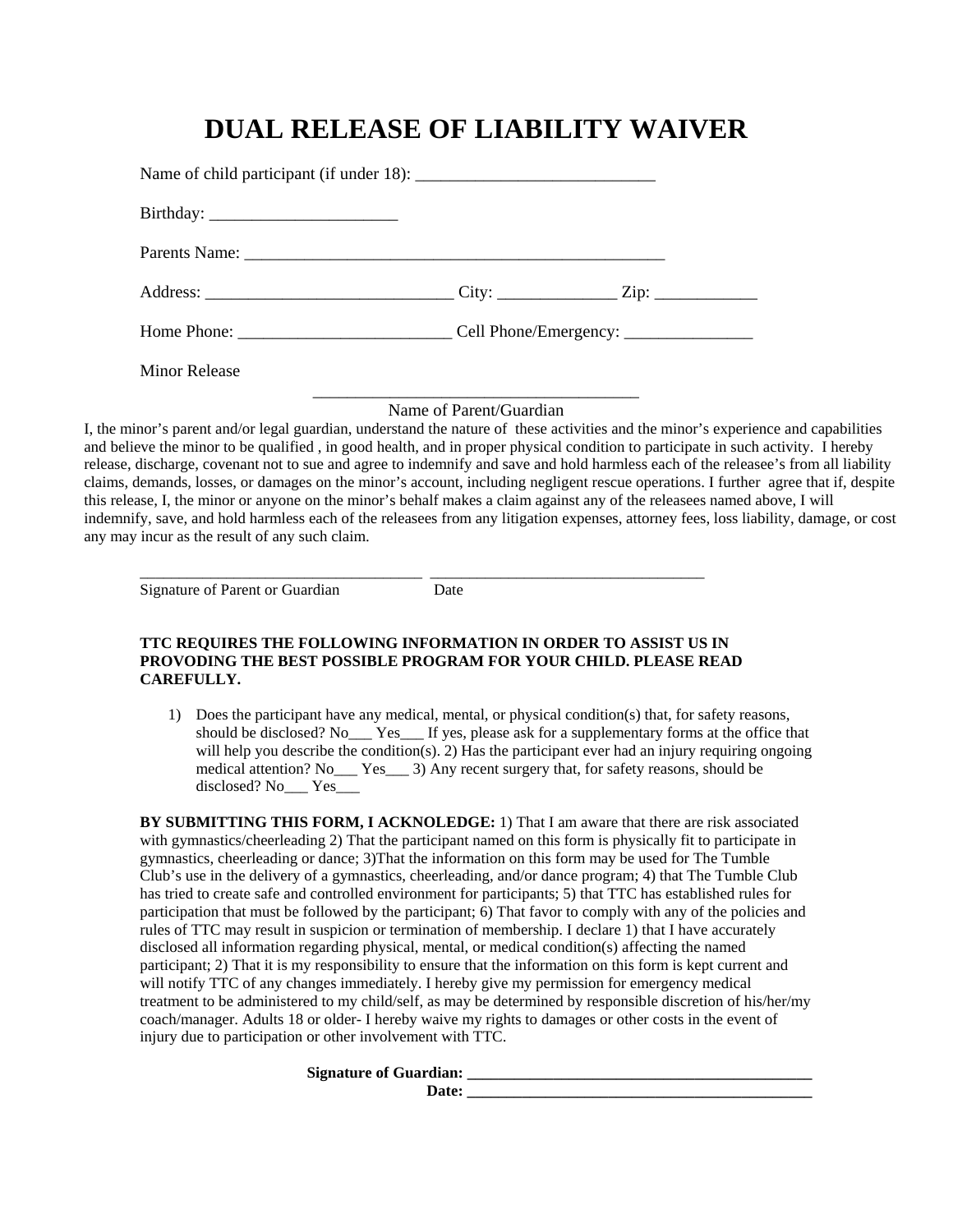# DUAL RELEASE OF LIABILITY WAIVER

Name of child participant (if under 18): ____________________________

Birthday: ______________________

Parents Name: ___________________________________________________

Address: _____________________________ City: _____________ Zip: ____________

Home Phone: ________________________ Cell Phone/Emergency: _______________

Minor Release

_______________________________________

Name of Parent/Guardian

I, the minor's parent and/or legal guardian, understand the nature of these activities and the minor's experience and capabilities and believe the minor to be qualified , in good health, and in proper physical condition to participate in such activity. I hereby release, discharge, covenant not to sue and agree to indemnify and save and hold harmless each of the releasee's from all liability claims, demands, losses, or damages on the minor's account, including negligent rescue operations. I further agree that if, despite this release, I, the minor or anyone on the minor's behalf makes a claim against any of the releasees named above, I will indemnify, save, and hold harmless each of the releasees from any litigation expenses, attorney fees, loss liability, damage, or cost any may incur as the result of any such claim.

___________________________________ ___________________________________

Signature of Parent or Guardian Date

**TTC REQUIRES THE FOLLOWING INFORMATION IN ORDER TO ASSIST US IN PROVODING THE BEST POSSIBLE PROGRAM FOR YOUR CHILD. PLEASE READ CAREFULLY.**

1) Does the participant have any medical, mental, or physical condition(s) that, for safety reasons, should be disclosed? No___ Yes___ If yes, please ask for a supplementary forms at the office that will help you describe the condition(s). 2) Has the participant ever had an injury requiring ongoing medical attention? No___ Yes___ 3) Any recent surgery that, for safety reasons, should be disclosed? No___ Yes___

**BY SUBMITTING THIS FORM, I ACKNOLEDGE:** 1) That I am aware that there are risk associated with gymnastics/cheerleading 2) That the participant named on this form is physically fit to participate in gymnastics, cheerleading or dance; 3)That the information on this form may be used for The Tumble Club's use in the delivery of a gymnastics, cheerleading, and/or dance program; 4) that The Tumble Club has tried to create safe and controlled environment for participants; 5) that TTC has established rules for participation that must be followed by the participant; 6) That favor to comply with any of the policies and rules of TTC may result in suspicion or termination of membership. I declare 1) that I have accurately disclosed all information regarding physical, mental, or medical condition(s) affecting the named participant; 2) That it is my responsibility to ensure that the information on this form is kept current and will notify TTC of any changes immediately. I hereby give my permission for emergency medical treatment to be administered to my child/self, as may be determined by responsible discretion of his/her/my coach/manager. Adults 18 or older- I hereby waive my rights to damages or other costs in the event of injury due to participation or other involvement with TTC.

**Signature of Guardian: ____________________________________________**

**Date: ____________________________________________**